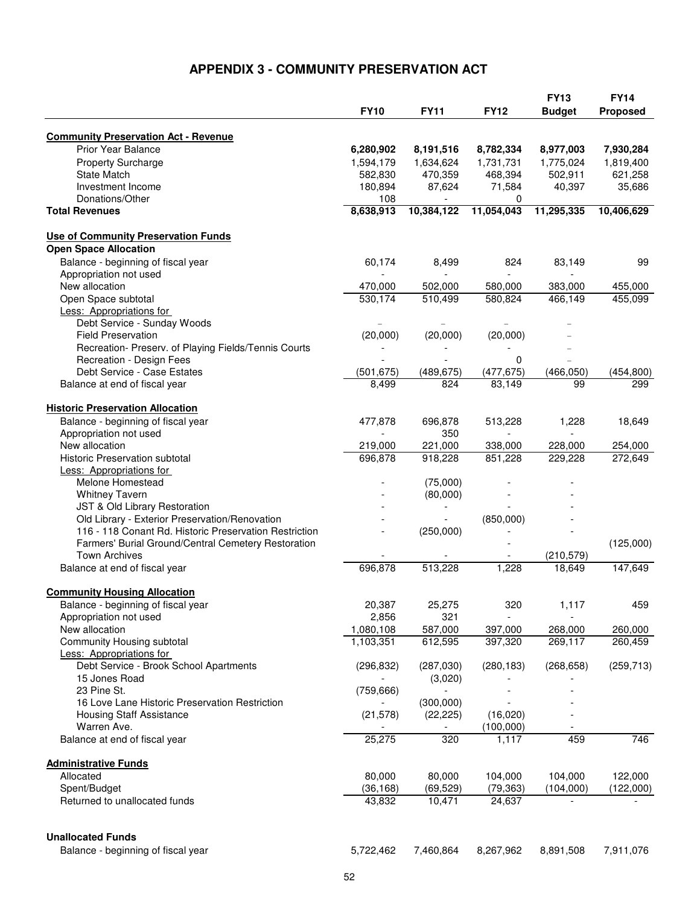# APPENDIX 3 - COMMUNITY PRESERVATION ACT

| | FY10 | FY11 | FY12 | FY13 Budget | FY14 Proposed |
|---|---|---|---|---|---|
| **Community Preservation Act - Revenue** | | | | | |
| Prior Year Balance | **6,280,902** | **8,191,516** | **8,782,334** | **8,977,003** | **7,930,284** |
| Property Surcharge | 1,594,179 | 1,634,624 | 1,731,731 | 1,775,024 | 1,819,400 |
| State Match | 582,830 | 470,359 | 468,394 | 502,911 | 621,258 |
| Investment Income | 180,894 | 87,624 | 71,584 | 40,397 | 35,686 |
| Donations/Other | 108 | - | 0 | | |
| **Total Revenues** | **8,638,913** | **10,384,122** | **11,054,043** | **11,295,335** | **10,406,629** |
| | | | | | |
| **Use of Community Preservation Funds** | | | | | |
| **Open Space Allocation** | | | | | |
| Balance - beginning of fiscal year | 60,174 | 8,499 | 824 | 83,149 | 99 |
| Appropriation not used | - | - | - | - | |
| New allocation | 470,000 | 502,000 | 580,000 | 383,000 | 455,000 |
| Open Space subtotal | 530,174 | 510,499 | 580,824 | 466,149 | 455,099 |
| Less: Appropriations for | | | | | |
| Debt Service - Sunday Woods | – | – | – | – | |
| Field Preservation | (20,000) | (20,000) | (20,000) | – | |
| Recreation- Preserv. of Playing Fields/Tennis Courts | - | - | - | – | |
| Recreation - Design Fees | - | - | 0 | – | |
| Debt Service - Case Estates | (501,675) | (489,675) | (477,675) | (466,050) | (454,800) |
| Balance at end of fiscal year | 8,499 | 824 | 83,149 | 99 | 299 |
| | | | | | |
| **Historic Preservation Allocation** | | | | | |
| Balance - beginning of fiscal year | 477,878 | 696,878 | 513,228 | 1,228 | 18,649 |
| Appropriation not used | - | 350 | - | - | |
| New allocation | 219,000 | 221,000 | 338,000 | 228,000 | 254,000 |
| Historic Preservation subtotal | 696,878 | 918,228 | 851,228 | 229,228 | 272,649 |
| Less: Appropriations for | | | | | |
| Melone Homestead | - | (75,000) | - | - | |
| Whitney Tavern | - | (80,000) | - | - | |
| JST & Old Library Restoration | - | - | - | - | |
| Old Library - Exterior Preservation/Renovation | - | - | (850,000) | - | |
| 116 - 118 Conant Rd. Historic Preservation Restriction | - | (250,000) | - | - | |
| Farmers' Burial Ground/Central Cemetery Restoration | | | - | - | (125,000) |
| Town Archives | - | - | - | (210,579) | |
| Balance at end of fiscal year | 696,878 | 513,228 | 1,228 | 18,649 | 147,649 |
| | | | | | |
| **Community Housing Allocation** | | | | | |
| Balance - beginning of fiscal year | 20,387 | 25,275 | 320 | 1,117 | 459 |
| Appropriation not used | 2,856 | 321 | - | - | |
| New allocation | 1,080,108 | 587,000 | 397,000 | 268,000 | 260,000 |
| Community Housing subtotal | 1,103,351 | 612,595 | 397,320 | 269,117 | 260,459 |
| Less: Appropriations for | | | | | |
| Debt Service - Brook School Apartments | (296,832) | (287,030) | (280,183) | (268,658) | (259,713) |
| 15 Jones Road | - | (3,020) | - | - | |
| 23 Pine St. | (759,666) | - | - | - | |
| 16 Love Lane Historic Preservation Restriction | - | (300,000) | - | - | |
| Housing Staff Assistance | (21,578) | (22,225) | (16,020) | - | |
| Warren Ave. | - | - | (100,000) | - | |
| Balance at end of fiscal year | 25,275 | 320 | 1,117 | 459 | 746 |
| | | | | | |
| **Administrative Funds** | | | | | |
| Allocated | 80,000 | 80,000 | 104,000 | 104,000 | 122,000 |
| Spent/Budget | (36,168) | (69,529) | (79,363) | (104,000) | (122,000) |
| Returned to unallocated funds | 43,832 | 10,471 | 24,637 | - | - |
| | | | | | |
| **Unallocated Funds** | | | | | |
| Balance - beginning of fiscal year | 5,722,462 | 7,460,864 | 8,267,962 | 8,891,508 | 7,911,076 |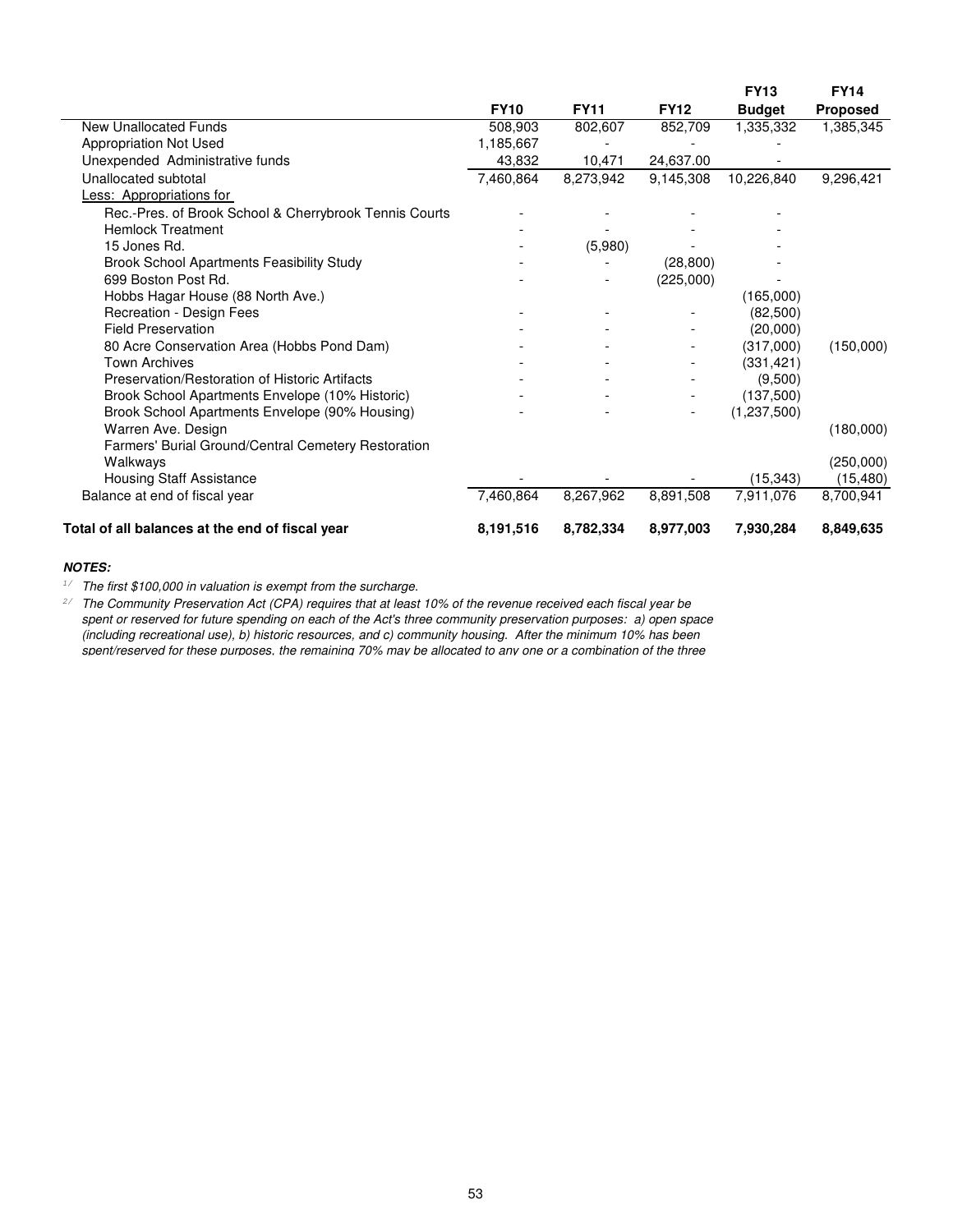| | FY10 | FY11 | FY12 | FY13 Budget | FY14 Proposed |
|---|---|---|---|---|---|
| New Unallocated Funds | 508,903 | 802,607 | 852,709 | 1,335,332 | 1,385,345 |
| Appropriation Not Used | 1,185,667 | - | - | - | |
| Unexpended Administrative funds | 43,832 | 10,471 | 24,637.00 | - | |
| Unallocated subtotal | 7,460,864 | 8,273,942 | 9,145,308 | 10,226,840 | 9,296,421 |
| Less: Appropriations for | | | | | |
| Rec.-Pres. of Brook School & Cherrybrook Tennis Courts | - | - | - | - | |
| Hemlock Treatment | - | - | - | - | |
| 15 Jones Rd. | - | (5,980) | - | - | |
| Brook School Apartments Feasibility Study | - | - | (28,800) | - | |
| 699 Boston Post Rd. | - | - | (225,000) | - | |
| Hobbs Hagar House (88 North Ave.) | | | | (165,000) | |
| Recreation - Design Fees | - | - | - | (82,500) | |
| Field Preservation | - | - | - | (20,000) | |
| 80 Acre Conservation Area (Hobbs Pond Dam) | - | - | - | (317,000) | (150,000) |
| Town Archives | - | - | - | (331,421) | |
| Preservation/Restoration of Historic Artifacts | - | - | - | (9,500) | |
| Brook School Apartments Envelope (10% Historic) | - | - | - | (137,500) | |
| Brook School Apartments Envelope (90% Housing) | - | - | - | (1,237,500) | |
| Warren Ave. Design | | | | | (180,000) |
| Farmers' Burial Ground/Central Cemetery Restoration Walkways | | | | | (250,000) |
| Housing Staff Assistance | - | - | - | (15,343) | (15,480) |
| Balance at end of fiscal year | 7,460,864 | 8,267,962 | 8,891,508 | 7,911,076 | 8,700,941 |
| **Total of all balances at the end of fiscal year** | **8,191,516** | **8,782,334** | **8,977,003** | **7,930,284** | **8,849,635** |

***NOTES:***

[1] *The first $100,000 in valuation is exempt from the surcharge.*

[2] *The Community Preservation Act (CPA) requires that at least 10% of the revenue received each fiscal year be spent or reserved for future spending on each of the Act's three community preservation purposes: a) open space (including recreational use), b) historic resources, and c) community housing. After the minimum 10% has been spent/reserved for these purposes, the remaining 70% may be allocated to any one or a combination of the three*